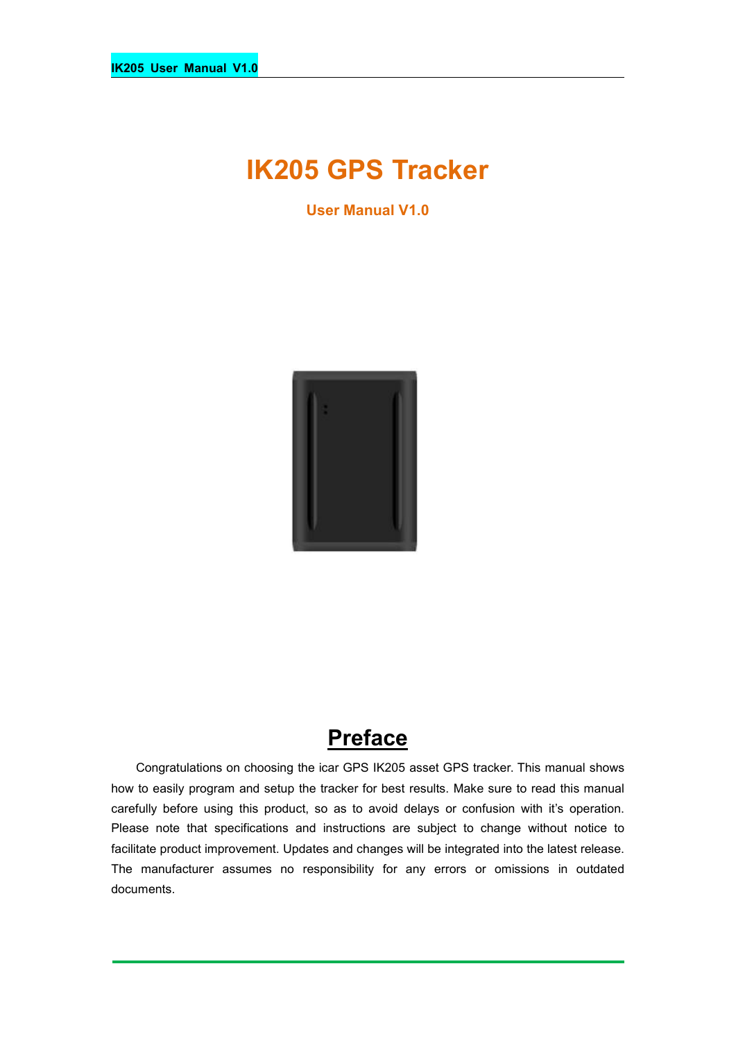# IK205 GPS Tracker

**User Manual V1.0**

## Preface

Congratulations on choosing the icar GPS IK205 asset GPS tracker. This manual shows how to easily program and setup the tracker for best results. Make sure to read this manual carefully before using this product, so as to avoid delays or confusion with it's operation. Please note that specifications and instructions are subject to change without notice to facilitate product improvement. Updates and changes will be integrated into the latest release. The manufacturer assumes no responsibility for any errors or omissions in outdated documents.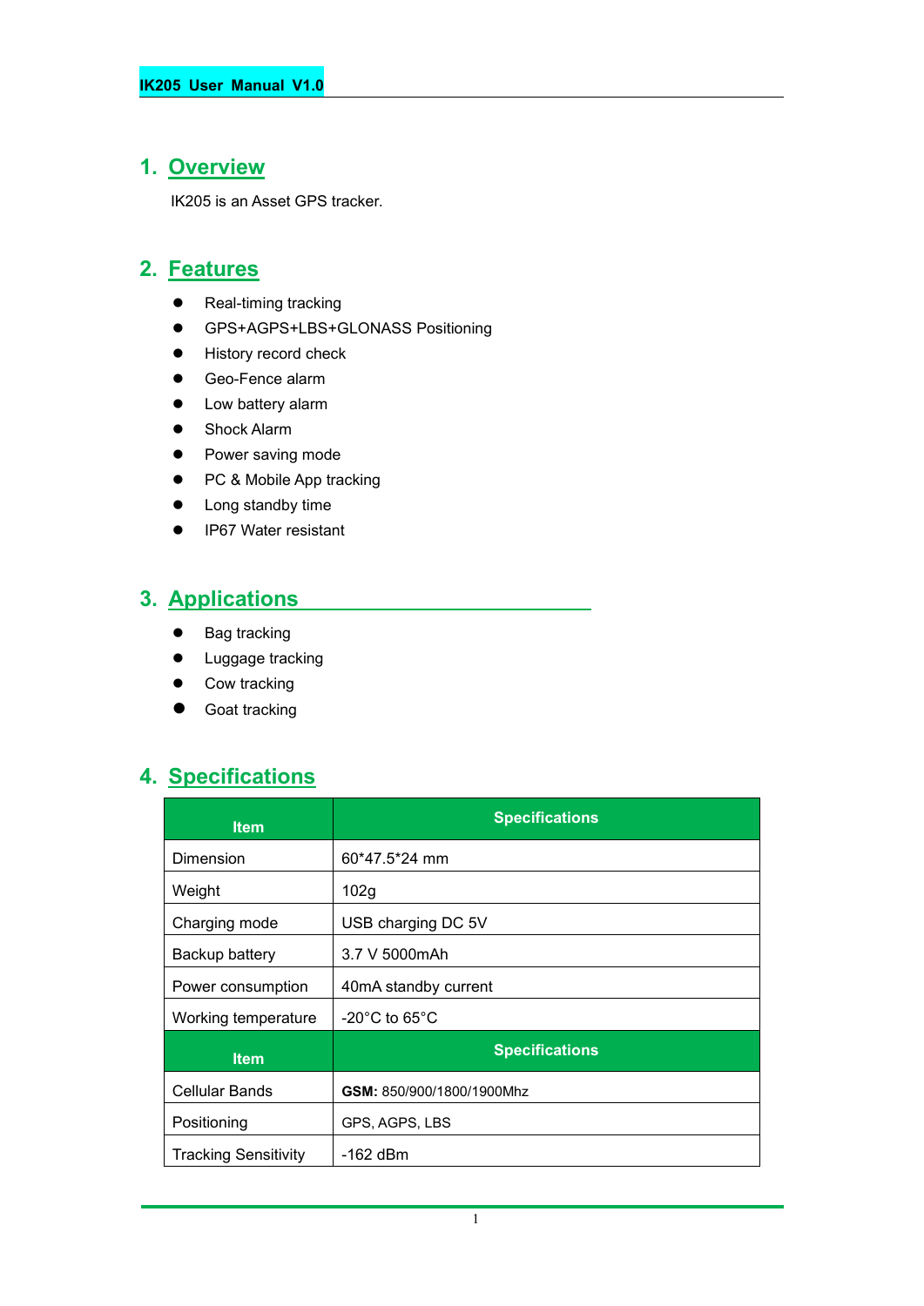## 1. Overview

IK205 is an Asset GPS tracker.

## 2. Features

- Real-timing tracking
- GPS+AGPS+LBS+GLONASS Positioning
- History record check
- Geo-Fence alarm
- Low battery alarm
- Shock Alarm
- Power saving mode
- PC & Mobile App tracking
- Long standby time
- IP67 Water resistant

## 3. Applications

- Bag tracking
- Luggage tracking
- Cow tracking
- Goat tracking

## 4. Specifications

| Item | Specifications |
|---|---|
| Dimension | 60*47.5*24 mm |
| Weight | 102g |
| Charging mode | USB charging DC 5V |
| Backup battery | 3.7 V 5000mAh |
| Power consumption | 40mA standby current |
| Working temperature | -20°C to 65°C |
| **Item** | **Specifications** |
| Cellular Bands | **GSM:** 850/900/1800/1900Mhz |
| Positioning | GPS, AGPS, LBS |
| Tracking Sensitivity | -162 dBm |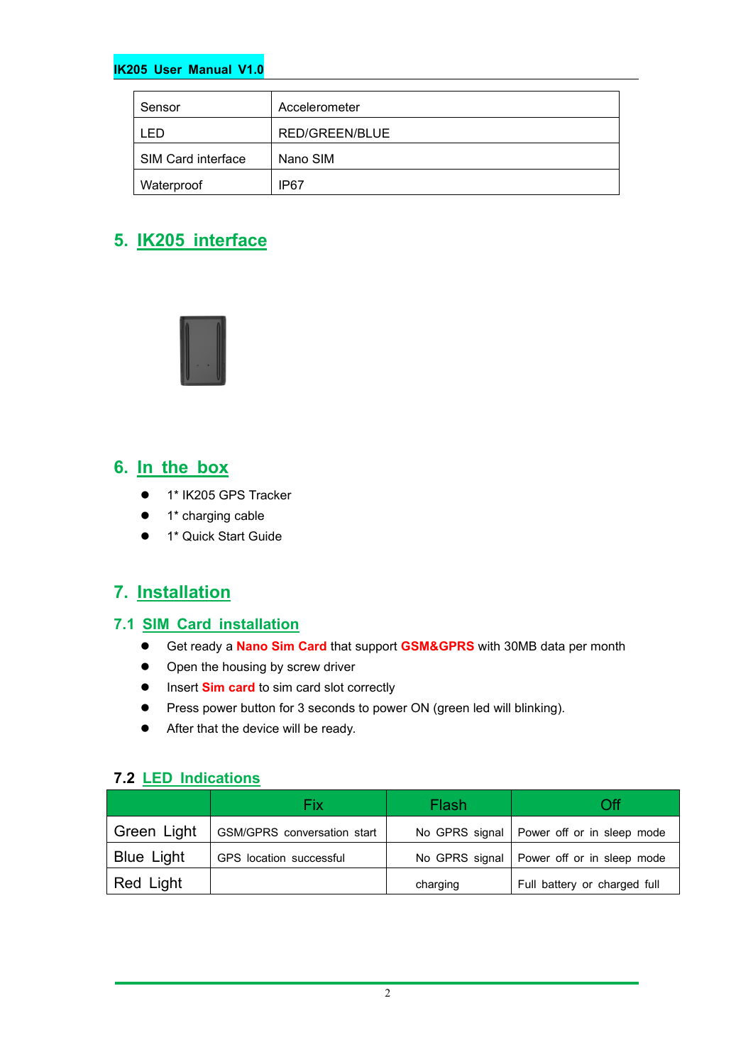| Sensor | Accelerometer |
|---|---|
| LED | RED/GREEN/BLUE |
| SIM Card interface | Nano SIM |
| Waterproof | IP67 |

## 5. IK205 interface

## 6. In the box

- 1* IK205 GPS Tracker
- 1* charging cable
- 1* Quick Start Guide

## 7. Installation

### 7.1 SIM Card installation

- Get ready a **Nano Sim Card** that support **GSM&GPRS** with 30MB data per month
- Open the housing by screw driver
- Insert **Sim card** to sim card slot correctly
- Press power button for 3 seconds to power ON (green led will blinking).
- After that the device will be ready.

### 7.2 LED Indications

| | Fix | Flash | Off |
|---|---|---|---|
| Green Light | GSM/GPRS conversation start | No GPRS signal | Power off or in sleep mode |
| Blue Light | GPS location successful | No GPRS signal | Power off or in sleep mode |
| Red Light | | charging | Full battery or charged full |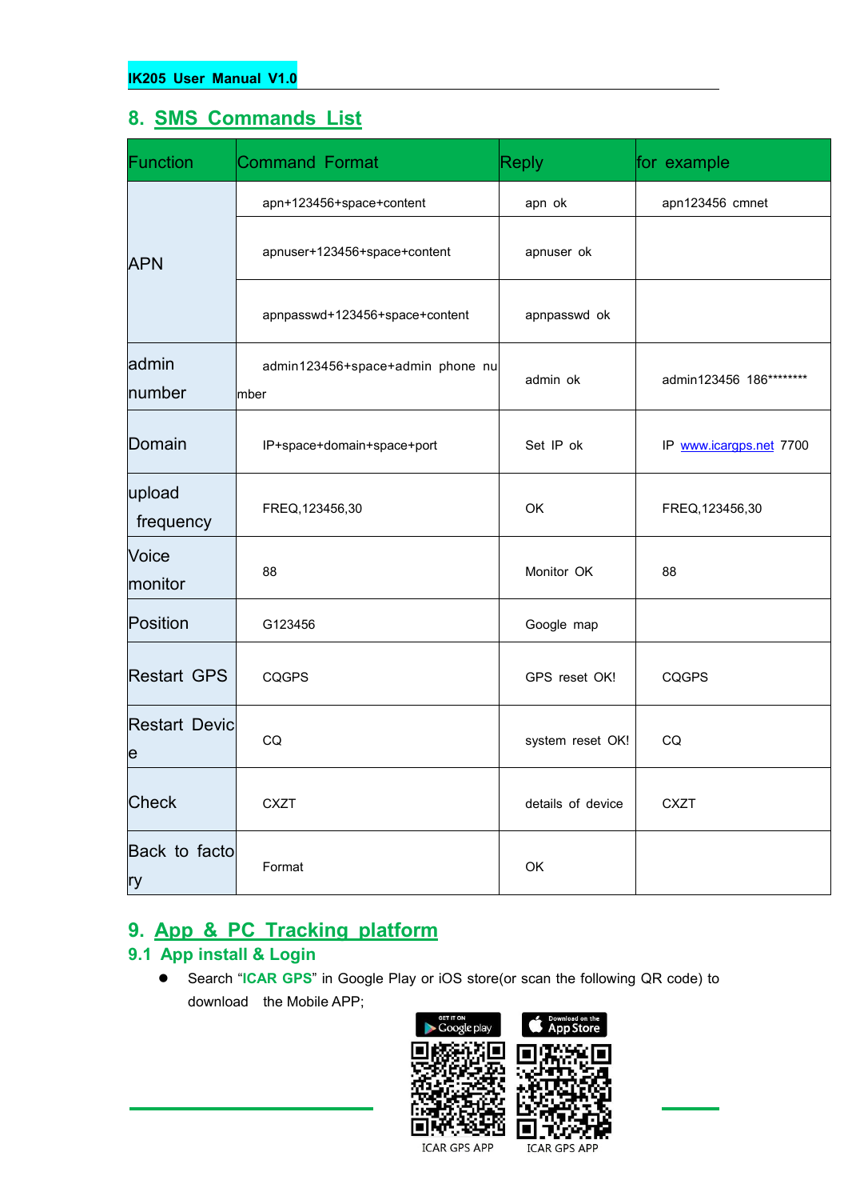## 8. SMS Commands List

| Function | Command Format | Reply | for example |
|---|---|---|---|
| APN | apn+123456+space+content | apn ok | apn123456 cmnet |
| | apnuser+123456+space+content | apnuser ok | |
| | apnpasswd+123456+space+content | apnpasswd ok | |
| admin number | admin123456+space+admin phone number | admin ok | admin123456 186******** |
| Domain | IP+space+domain+space+port | Set IP ok | IP www.icargps.net 7700 |
| upload frequency | FREQ,123456,30 | OK | FREQ,123456,30 |
| Voice monitor | 88 | Monitor OK | 88 |
| Position | G123456 | Google map | |
| Restart GPS | CQGPS | GPS reset OK! | CQGPS |
| Restart Device | CQ | system reset OK! | CQ |
| Check | CXZT | details of device | CXZT |
| Back to factory | Format | OK | |

## 9. App & PC Tracking platform

### 9.1 App install & Login

- Search "**ICAR GPS**" in Google Play or iOS store(or scan the following QR code) to download the Mobile APP;

GET IT ON Google play — ICAR GPS APP

Download on the App Store — ICAR GPS APP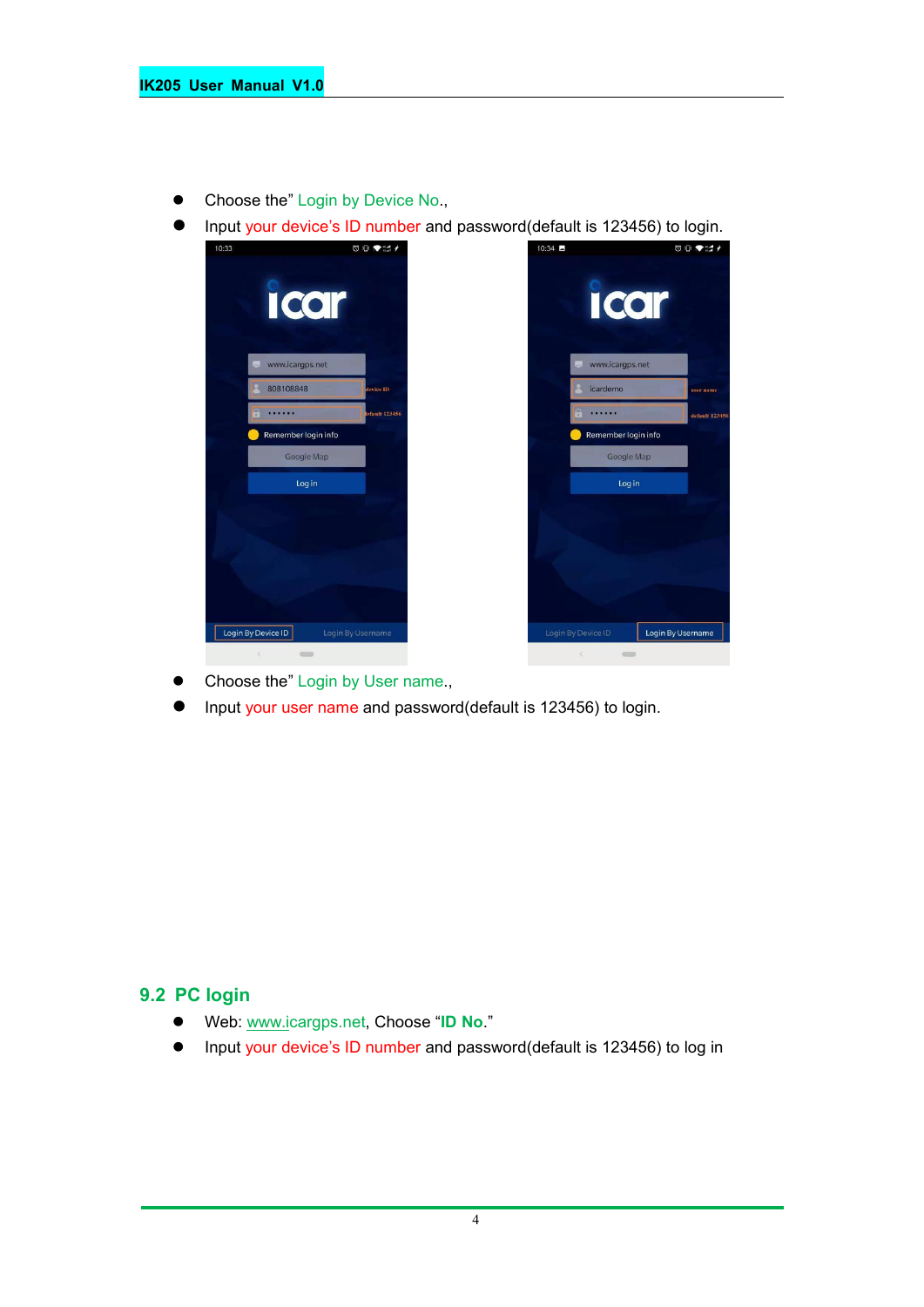- Choose the" Login by Device No.,
- Input your device's ID number and password(default is 123456) to login.

- Choose the" Login by User name.,
- Input your user name and password(default is 123456) to login.

## 9.2 PC login

- Web: www.icargps.net, Choose "**ID No.**"
- Input your device's ID number and password(default is 123456) to log in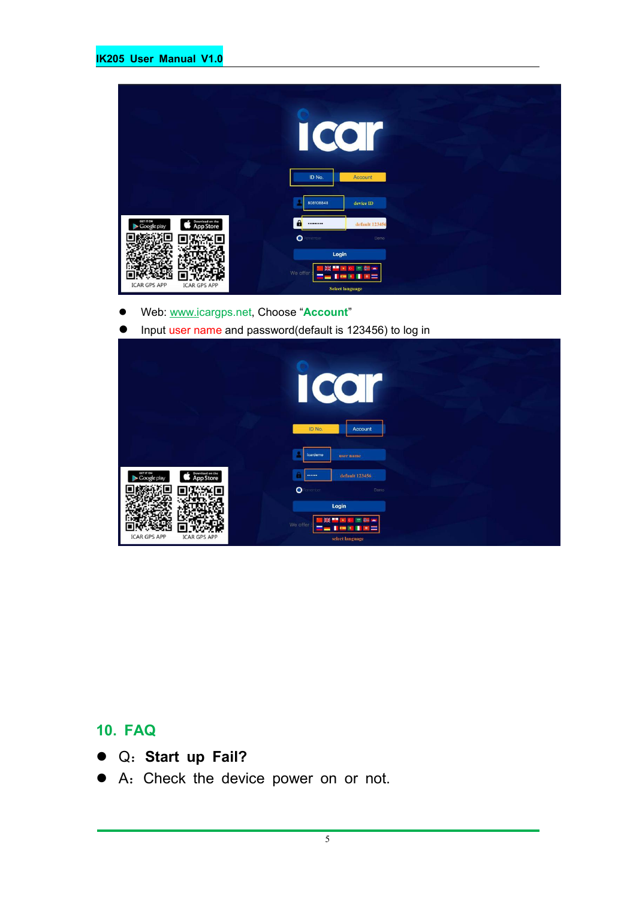- Web: www.icargps.net, Choose "**Account**"
- Input user name and password(default is 123456) to log in

## 10. FAQ

- Q: **Start up Fail?**
- A: Check the device power on or not.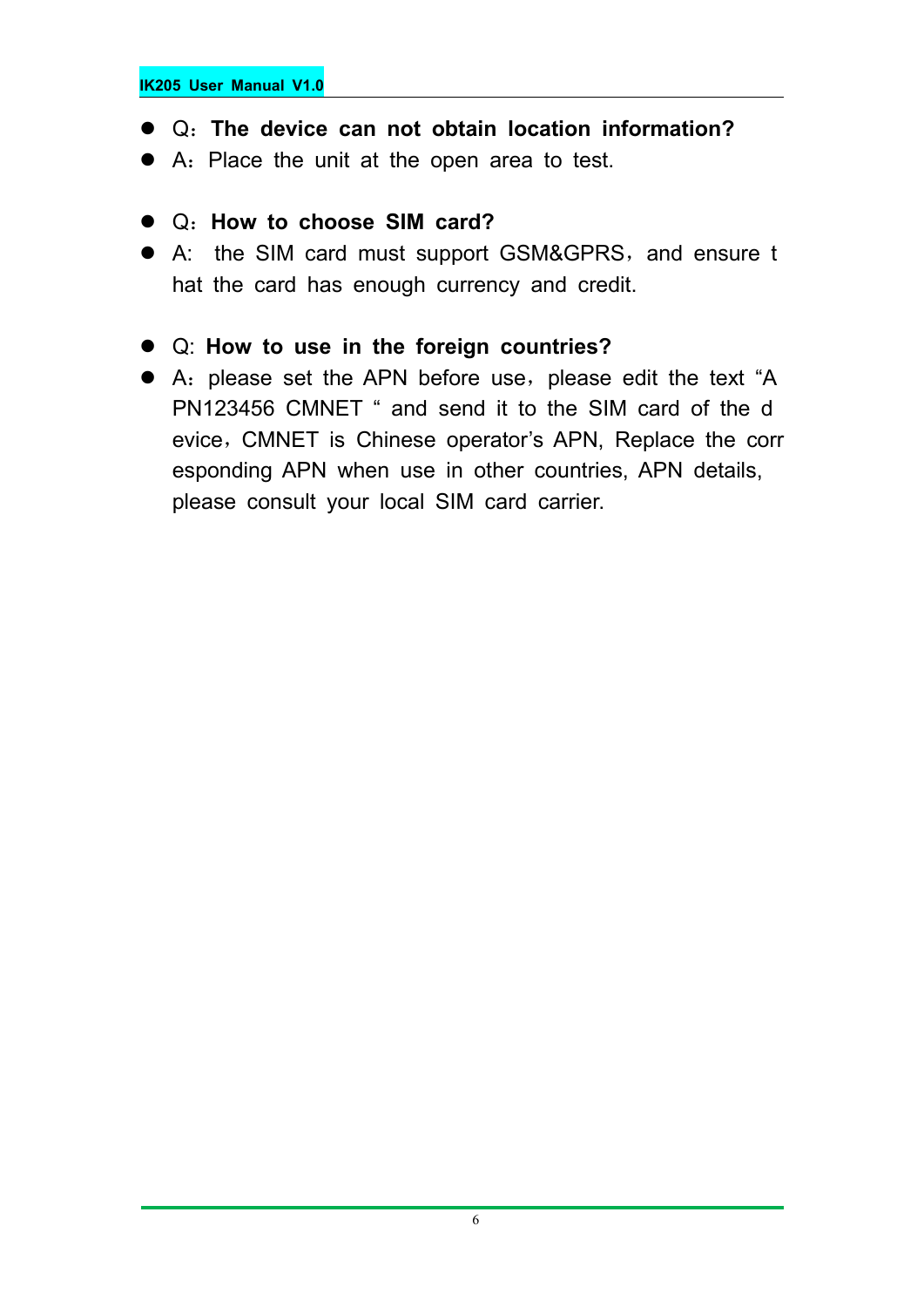- Q：**The device can not obtain location information?**
- A：Place the unit at the open area to test.

- Q：**How to choose SIM card?**
- A: the SIM card must support GSM&GPRS，and ensure that the card has enough currency and credit.

- Q: **How to use in the foreign countries?**
- A：please set the APN before use，please edit the text “APN123456 CMNET “ and send it to the SIM card of the device，CMNET is Chinese operator’s APN, Replace the corresponding APN when use in other countries, APN details, please consult your local SIM card carrier.